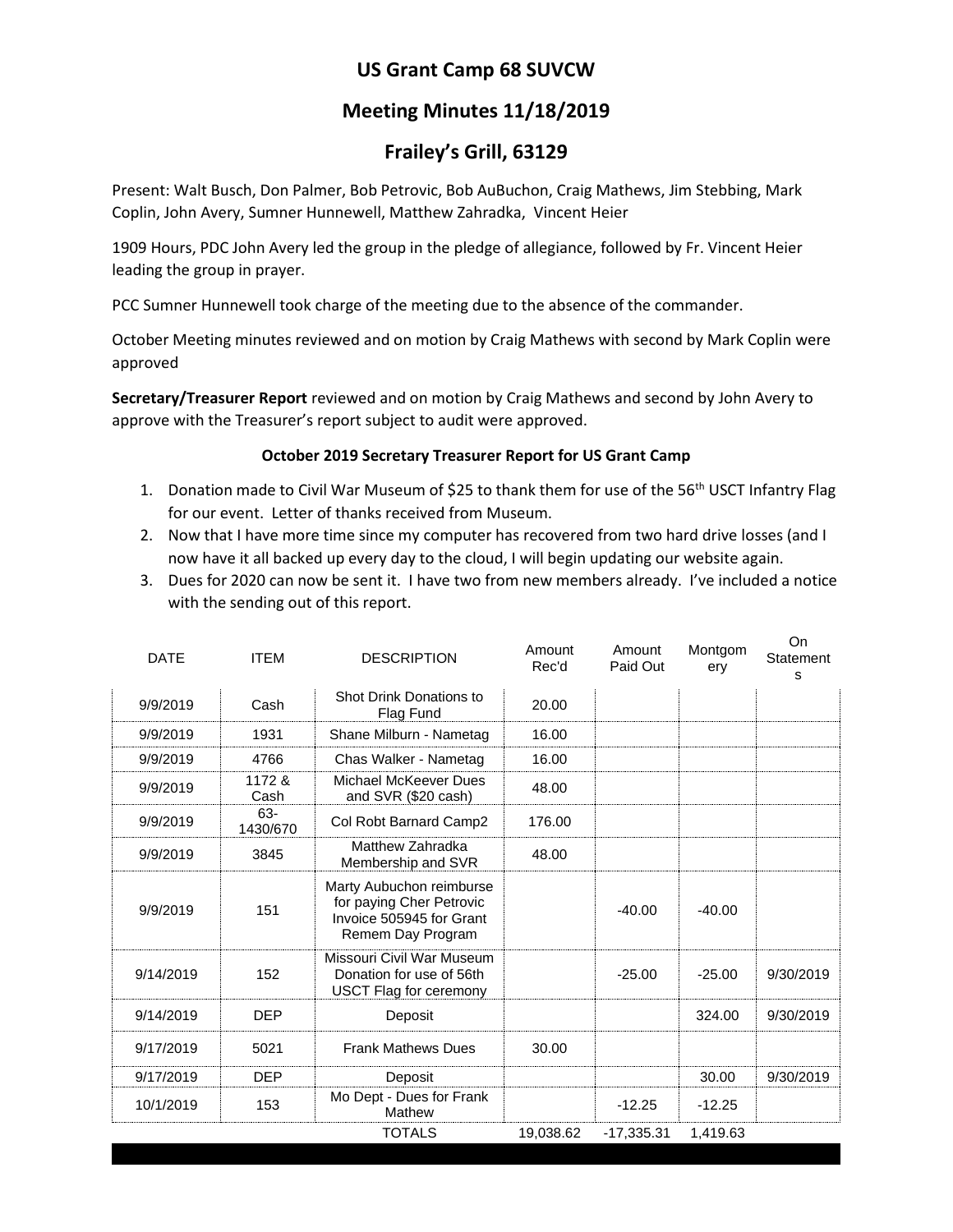# US Grant Camp 68 SUVCW

## Meeting Minutes 11/18/2019

## Frailey's Grill, 63129

Present: Walt Busch, Don Palmer, Bob Petrovic, Bob AuBuchon, Craig Mathews, Jim Stebbing, Mark Coplin, John Avery, Sumner Hunnewell, Matthew Zahradka, Vincent Heier

1909 Hours, PDC John Avery led the group in the pledge of allegiance, followed by Fr. Vincent Heier leading the group in prayer.

PCC Sumner Hunnewell took charge of the meeting due to the absence of the commander.

October Meeting minutes reviewed and on motion by Craig Mathews with second by Mark Coplin were approved

**Secretary/Treasurer Report** reviewed and on motion by Craig Mathews and second by John Avery to approve with the Treasurer's report subject to audit were approved.

**October 2019 Secretary Treasurer Report for US Grant Camp**

1. Donation made to Civil War Museum of $25 to thank them for use of the 56th USCT Infantry Flag for our event. Letter of thanks received from Museum.
2. Now that I have more time since my computer has recovered from two hard drive losses (and I now have it all backed up every day to the cloud, I will begin updating our website again.
3. Dues for 2020 can now be sent it. I have two from new members already. I've included a notice with the sending out of this report.

| DATE | ITEM | DESCRIPTION | Amount Rec'd | Amount Paid Out | Montgomery | On Statements |
|---|---|---|---|---|---|---|
| 9/9/2019 | Cash | Shot Drink Donations to Flag Fund | 20.00 | | | |
| 9/9/2019 | 1931 | Shane Milburn - Nametag | 16.00 | | | |
| 9/9/2019 | 4766 | Chas Walker - Nametag | 16.00 | | | |
| 9/9/2019 | 1172 & Cash | Michael McKeever Dues and SVR ($20 cash) | 48.00 | | | |
| 9/9/2019 | 63-1430/670 | Col Robt Barnard Camp2 | 176.00 | | | |
| 9/9/2019 | 3845 | Matthew Zahradka Membership and SVR | 48.00 | | | |
| 9/9/2019 | 151 | Marty Aubuchon reimburse for paying Cher Petrovic Invoice 505945 for Grant Remem Day Program | | -40.00 | -40.00 | |
| 9/14/2019 | 152 | Missouri Civil War Museum Donation for use of 56th USCT Flag for ceremony | | -25.00 | -25.00 | 9/30/2019 |
| 9/14/2019 | DEP | Deposit | | | 324.00 | 9/30/2019 |
| 9/17/2019 | 5021 | Frank Mathews Dues | 30.00 | | | |
| 9/17/2019 | DEP | Deposit | | | 30.00 | 9/30/2019 |
| 10/1/2019 | 153 | Mo Dept - Dues for Frank Mathew | | -12.25 | -12.25 | |
| | | TOTALS | 19,038.62 | -17,335.31 | 1,419.63 | |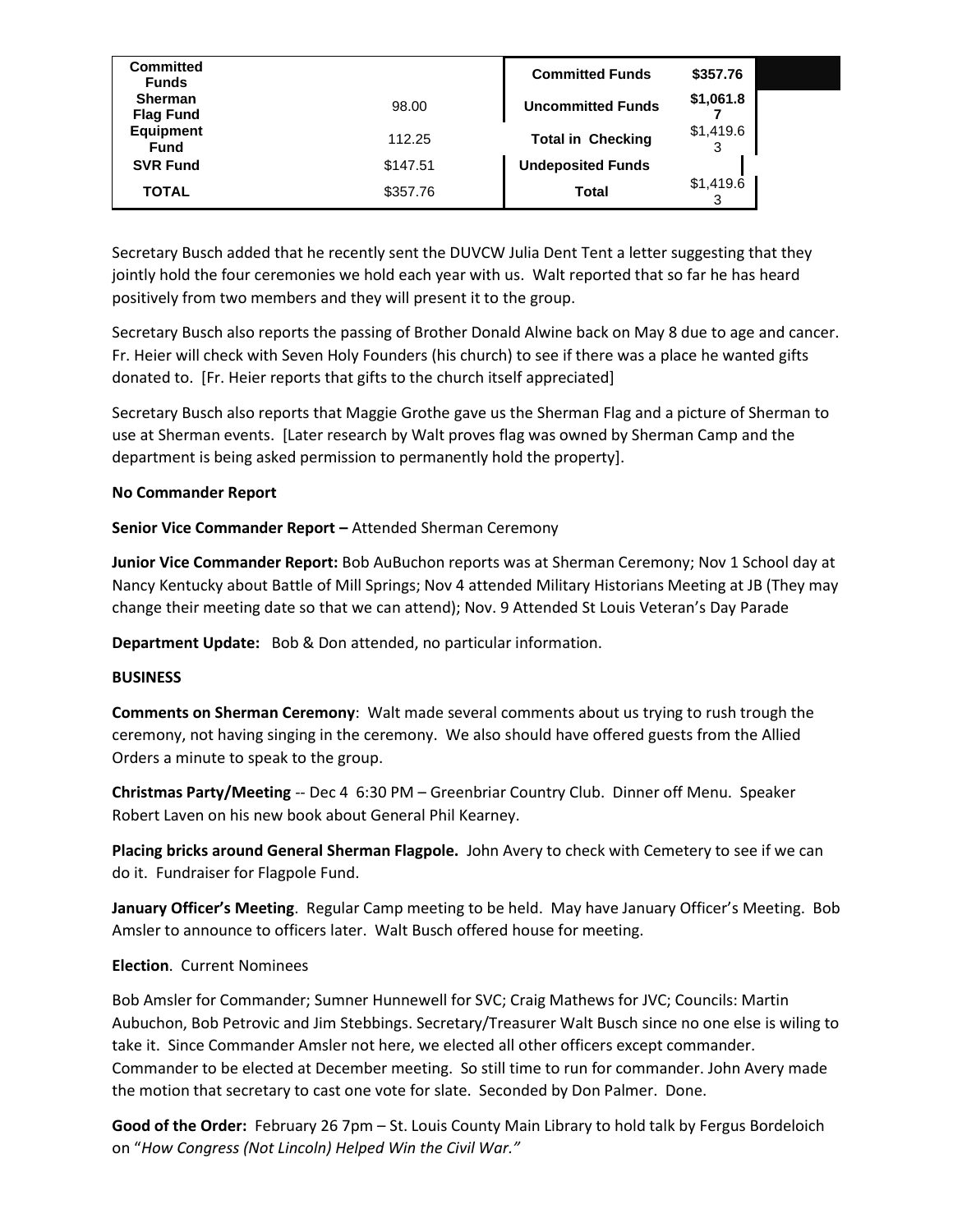| Committed Funds | | Committed Funds | $357.76 |
| --- | --- | --- | --- |
| Sherman Flag Fund | 98.00 | Uncommitted Funds | $1,061.87 |
| Equipment Fund | 112.25 | Total in Checking | $1,419.63 |
| SVR Fund | $147.51 | Undeposited Funds | |
| TOTAL | $357.76 | Total | $1,419.63 |

Secretary Busch added that he recently sent the DUVCW Julia Dent Tent a letter suggesting that they jointly hold the four ceremonies we hold each year with us. Walt reported that so far he has heard positively from two members and they will present it to the group.

Secretary Busch also reports the passing of Brother Donald Alwine back on May 8 due to age and cancer. Fr. Heier will check with Seven Holy Founders (his church) to see if there was a place he wanted gifts donated to. [Fr. Heier reports that gifts to the church itself appreciated]

Secretary Busch also reports that Maggie Grothe gave us the Sherman Flag and a picture of Sherman to use at Sherman events. [Later research by Walt proves flag was owned by Sherman Camp and the department is being asked permission to permanently hold the property].

**No Commander Report**

**Senior Vice Commander Report –** Attended Sherman Ceremony

**Junior Vice Commander Report:** Bob AuBuchon reports was at Sherman Ceremony; Nov 1 School day at Nancy Kentucky about Battle of Mill Springs; Nov 4 attended Military Historians Meeting at JB (They may change their meeting date so that we can attend); Nov. 9 Attended St Louis Veteran's Day Parade

**Department Update:** Bob & Don attended, no particular information.

**BUSINESS**

**Comments on Sherman Ceremony**: Walt made several comments about us trying to rush trough the ceremony, not having singing in the ceremony. We also should have offered guests from the Allied Orders a minute to speak to the group.

**Christmas Party/Meeting** -- Dec 4 6:30 PM – Greenbriar Country Club. Dinner off Menu. Speaker Robert Laven on his new book about General Phil Kearney.

**Placing bricks around General Sherman Flagpole.** John Avery to check with Cemetery to see if we can do it. Fundraiser for Flagpole Fund.

**January Officer's Meeting**. Regular Camp meeting to be held. May have January Officer's Meeting. Bob Amsler to announce to officers later. Walt Busch offered house for meeting.

**Election**. Current Nominees

Bob Amsler for Commander; Sumner Hunnewell for SVC; Craig Mathews for JVC; Councils: Martin Aubuchon, Bob Petrovic and Jim Stebbings. Secretary/Treasurer Walt Busch since no one else is wiling to take it. Since Commander Amsler not here, we elected all other officers except commander. Commander to be elected at December meeting. So still time to run for commander. John Avery made the motion that secretary to cast one vote for slate. Seconded by Don Palmer. Done.

**Good of the Order:** February 26 7pm – St. Louis County Main Library to hold talk by Fergus Bordeloich on "*How Congress (Not Lincoln) Helped Win the Civil War."*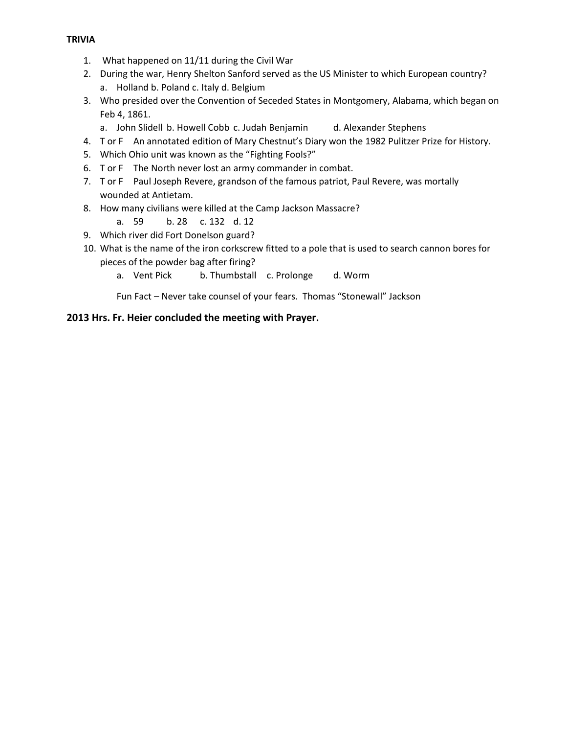**TRIVIA**

1. What happened on 11/11 during the Civil War
2. During the war, Henry Shelton Sanford served as the US Minister to which European country?
   a. Holland b. Poland c. Italy d. Belgium
3. Who presided over the Convention of Seceded States in Montgomery, Alabama, which began on Feb 4, 1861.
   a. John Slidell b. Howell Cobb c. Judah Benjamin d. Alexander Stephens
4. T or F An annotated edition of Mary Chestnut's Diary won the 1982 Pulitzer Prize for History.
5. Which Ohio unit was known as the "Fighting Fools?"
6. T or F The North never lost an army commander in combat.
7. T or F Paul Joseph Revere, grandson of the famous patriot, Paul Revere, was mortally wounded at Antietam.
8. How many civilians were killed at the Camp Jackson Massacre?
   a. 59 b. 28 c. 132 d. 12
9. Which river did Fort Donelson guard?
10. What is the name of the iron corkscrew fitted to a pole that is used to search cannon bores for pieces of the powder bag after firing?
    a. Vent Pick b. Thumbstall c. Prolonge d. Worm

    Fun Fact – Never take counsel of your fears. Thomas "Stonewall" Jackson

**2013 Hrs. Fr. Heier concluded the meeting with Prayer.**